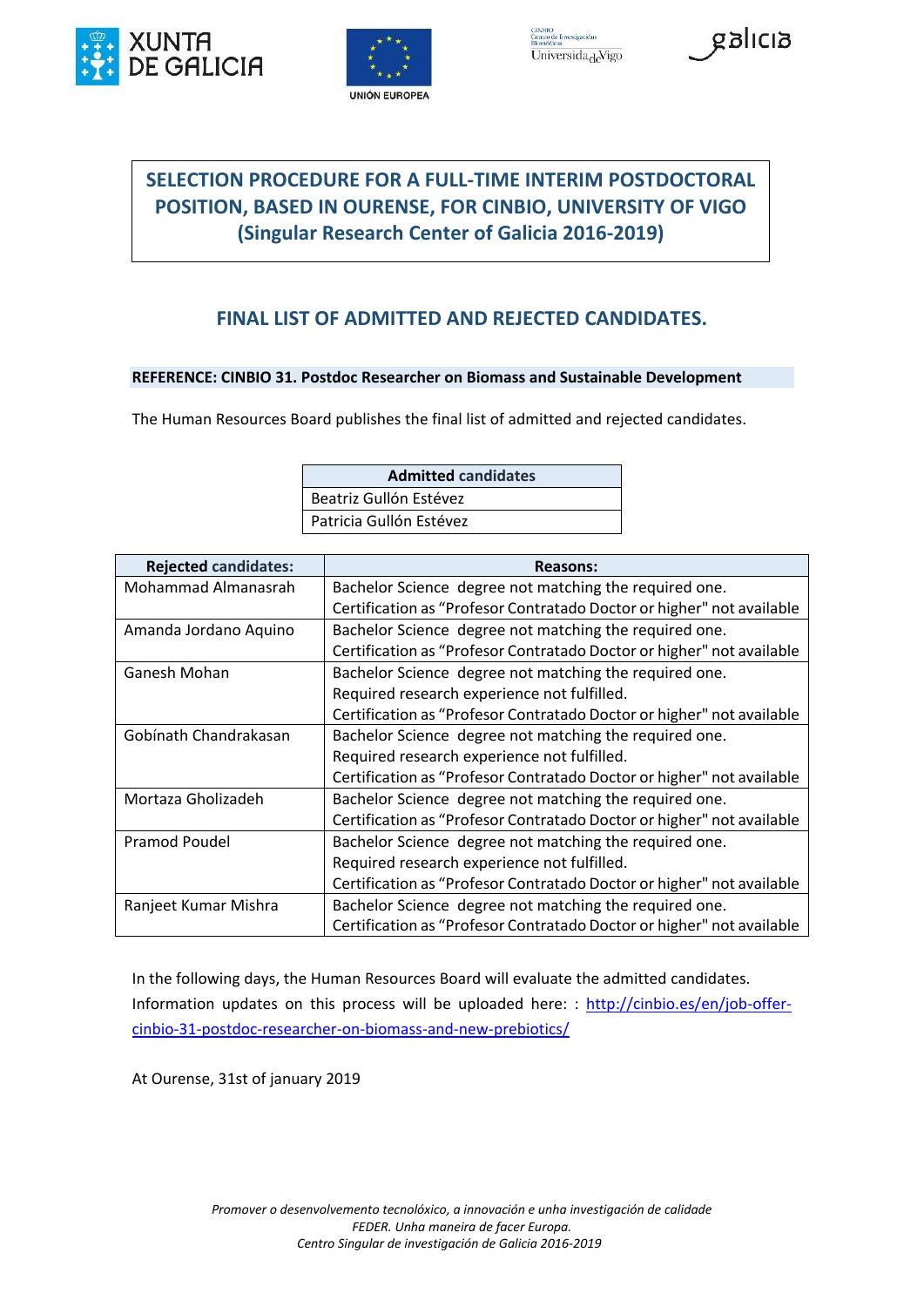# SELECTION PROCEDURE FOR A FULL-TIME INTERIM POSTDOCTORAL POSITION, BASED IN OURENSE, FOR CINBIO, UNIVERSITY OF VIGO (Singular Research Center of Galicia 2016-2019)

## FINAL LIST OF ADMITTED AND REJECTED CANDIDATES.

**REFERENCE: CINBIO 31. Postdoc Researcher on Biomass and Sustainable Development**

The Human Resources Board publishes the final list of admitted and rejected candidates.

| Admitted candidates |
|---|
| Beatriz Gullón Estévez |
| Patricia Gullón Estévez |

| Rejected candidates: | Reasons: |
|---|---|
| Mohammad Almanasrah | Bachelor Science degree not matching the required one.<br>Certification as "Profesor Contratado Doctor or higher" not available |
| Amanda Jordano Aquino | Bachelor Science degree not matching the required one.<br>Certification as "Profesor Contratado Doctor or higher" not available |
| Ganesh Mohan | Bachelor Science degree not matching the required one.<br>Required research experience not fulfilled.<br>Certification as "Profesor Contratado Doctor or higher" not available |
| Gobínath Chandrakasan | Bachelor Science degree not matching the required one.<br>Required research experience not fulfilled.<br>Certification as "Profesor Contratado Doctor or higher" not available |
| Mortaza Gholizadeh | Bachelor Science degree not matching the required one.<br>Certification as "Profesor Contratado Doctor or higher" not available |
| Pramod Poudel | Bachelor Science degree not matching the required one.<br>Required research experience not fulfilled.<br>Certification as "Profesor Contratado Doctor or higher" not available |
| Ranjeet Kumar Mishra | Bachelor Science degree not matching the required one.<br>Certification as "Profesor Contratado Doctor or higher" not available |

In the following days, the Human Resources Board will evaluate the admitted candidates. Information updates on this process will be uploaded here: : [http://cinbio.es/en/job-offer-cinbio-31-postdoc-researcher-on-biomass-and-new-prebiotics/](http://cinbio.es/en/job-offer-cinbio-31-postdoc-researcher-on-biomass-and-new-prebiotics/)

At Ourense, 31st of january 2019

*Promover o desenvolvemento tecnolóxico, a innovación e unha investigación de calidade*
*FEDER. Unha maneira de facer Europa.*
*Centro Singular de investigación de Galicia 2016-2019*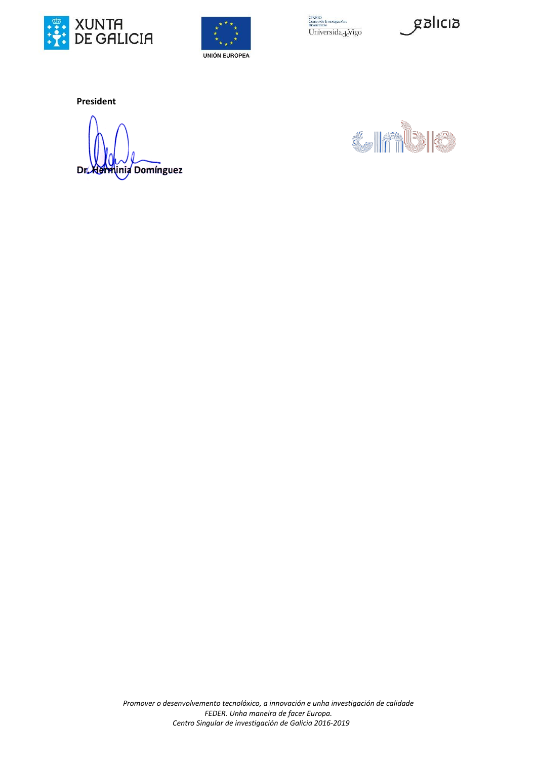**President**

Dr. Herminia Domínguez

*Promover o desenvolvemento tecnolóxico, a innovación e unha investigación de calidade*
*FEDER. Unha maneira de facer Europa.*
*Centro Singular de investigación de Galicia 2016-2019*